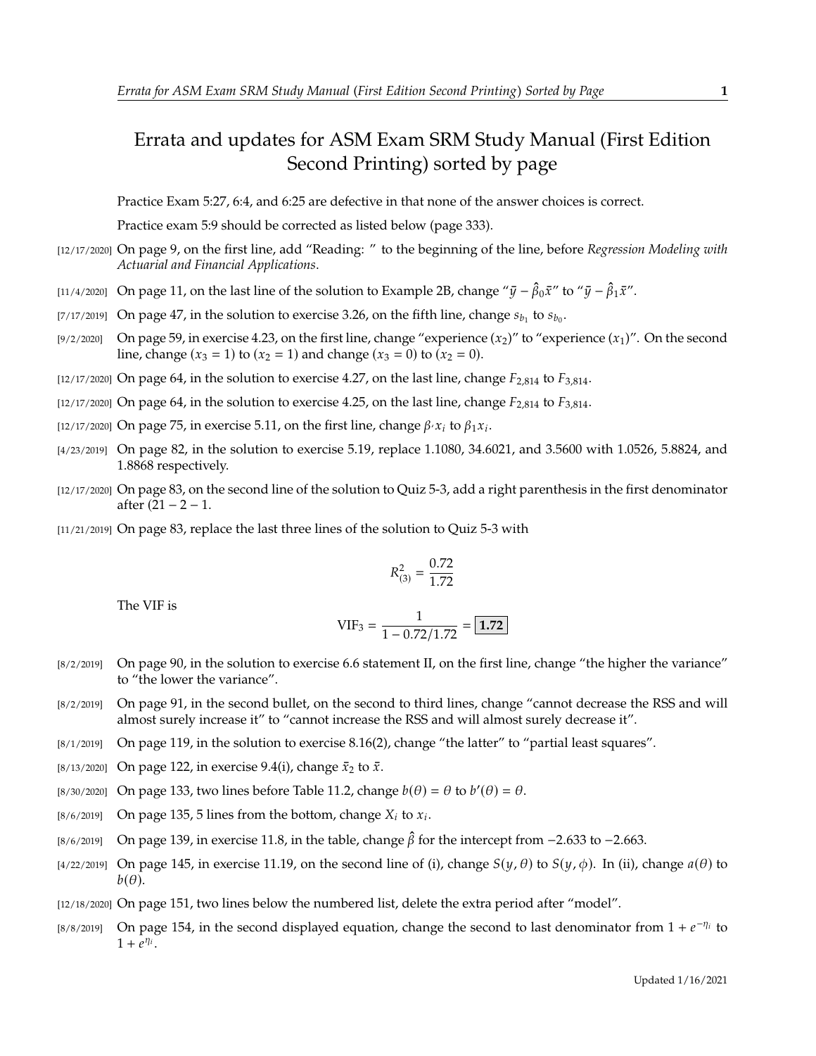# Errata and updates for ASM Exam SRM Study Manual (First Edition Second Printing) sorted by page

Practice Exam 5:27, 6:4, and 6:25 are defective in that none of the answer choices is correct.

Practice exam 5:9 should be corrected as listed below (page 333).

[12/17/2020] On page 9, on the first line, add "Reading: " to the beginning of the line, before *Regression Modeling with Actuarial and Financial Applications*.

[11/4/2020] On page 11, on the last line of the solution to Example 2B, change "$\bar{y} - \hat{\beta}_0\bar{x}$" to "$\bar{y} - \hat{\beta}_1\bar{x}$".

[7/17/2019] On page 47, in the solution to exercise 3.26, on the fifth line, change $s_{b_1}$ to $s_{b_0}$.

[9/2/2020] On page 59, in exercise 4.23, on the first line, change "experience ($x_2$)" to "experience ($x_1$)". On the second line, change ($x_3 = 1$) to ($x_2 = 1$) and change ($x_3 = 0$) to ($x_2 = 0$).

[12/17/2020] On page 64, in the solution to exercise 4.27, on the last line, change $F_{2,814}$ to $F_{3,814}$.

[12/17/2020] On page 64, in the solution to exercise 4.25, on the last line, change $F_{2,814}$ to $F_{3,814}$.

[12/17/2020] On page 75, in exercise 5.11, on the first line, change $\beta_{'}x_i$ to $\beta_1 x_i$.

[4/23/2019] On page 82, in the solution to exercise 5.19, replace 1.1080, 34.6021, and 3.5600 with 1.0526, 5.8824, and 1.8868 respectively.

[12/17/2020] On page 83, on the second line of the solution to Quiz 5-3, add a right parenthesis in the first denominator after $(21 - 2 - 1$.

[11/21/2019] On page 83, replace the last three lines of the solution to Quiz 5-3 with

$$R^2_{(3)} = \frac{0.72}{1.72}$$

The VIF is

$$\text{VIF}_3 = \frac{1}{1 - 0.72/1.72} = \boxed{\mathbf{1.72}}$$

[8/2/2019] On page 90, in the solution to exercise 6.6 statement II, on the first line, change "the higher the variance" to "the lower the variance".

[8/2/2019] On page 91, in the second bullet, on the second to third lines, change "cannot decrease the RSS and will almost surely increase it" to "cannot increase the RSS and will almost surely decrease it".

[8/1/2019] On page 119, in the solution to exercise 8.16(2), change "the latter" to "partial least squares".

[8/13/2020] On page 122, in exercise 9.4(i), change $\bar{x}_2$ to $\bar{x}$.

[8/30/2020] On page 133, two lines before Table 11.2, change $b(\theta) = \theta$ to $b'(\theta) = \theta$.

[8/6/2019] On page 135, 5 lines from the bottom, change $X_i$ to $x_i$.

[8/6/2019] On page 139, in exercise 11.8, in the table, change $\hat{\beta}$ for the intercept from −2.633 to −2.663.

[4/22/2019] On page 145, in exercise 11.19, on the second line of (i), change $S(y, \theta)$ to $S(y, \phi)$. In (ii), change $a(\theta)$ to $b(\theta)$.

[12/18/2020] On page 151, two lines below the numbered list, delete the extra period after "model".

[8/8/2019] On page 154, in the second displayed equation, change the second to last denominator from $1 + e^{-\eta_i}$ to $1 + e^{\eta_i}$.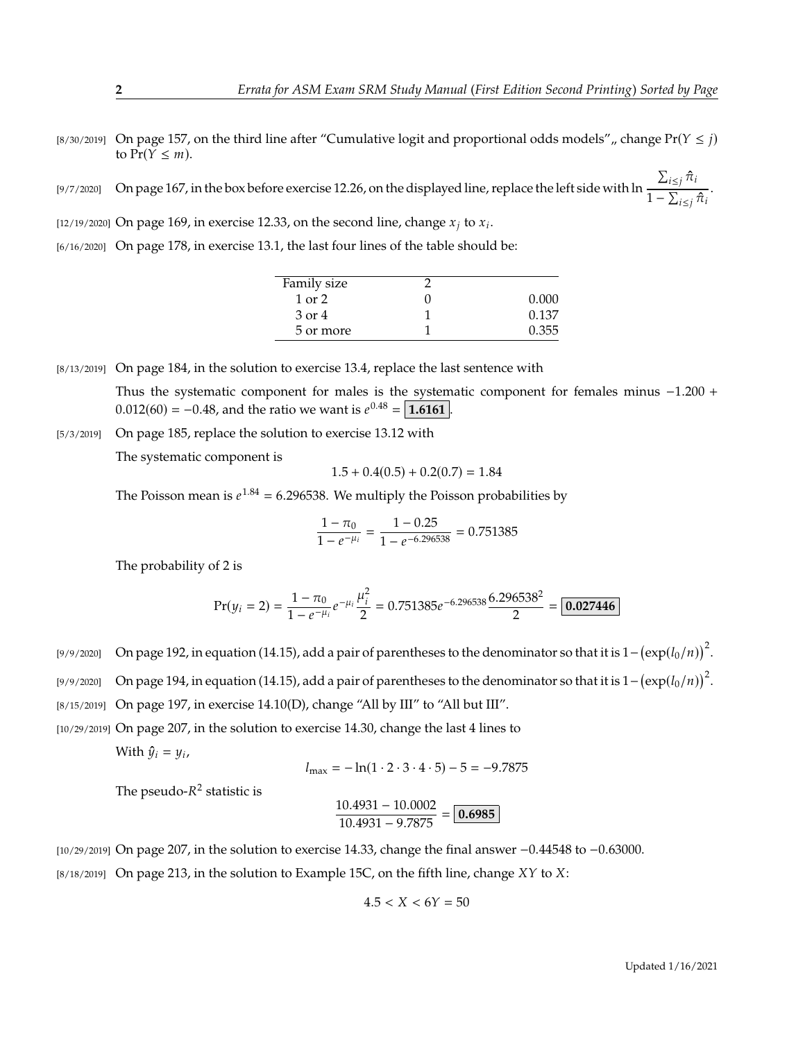[8/30/2019] On page 157, on the third line after "Cumulative logit and proportional odds models",, change $\Pr(Y \le j)$ to $\Pr(Y \le m)$.

[9/7/2020] On page 167, in the box before exercise 12.26, on the displayed line, replace the left side with $\ln \dfrac{\sum_{i \le j} \hat{\pi}_i}{1 - \sum_{i \le j} \hat{\pi}_i}$.

[12/19/2020] On page 169, in exercise 12.33, on the second line, change $x_j$ to $x_i$.

[6/16/2020] On page 178, in exercise 13.1, the last four lines of the table should be:

| Family size | 2 | |
|---|---|---|
| 1 or 2 | 0 | 0.000 |
| 3 or 4 | 1 | 0.137 |
| 5 or more | 1 | 0.355 |

[8/13/2019] On page 184, in the solution to exercise 13.4, replace the last sentence with

Thus the systematic component for males is the systematic component for females minus $-1.200 + 0.012(60) = -0.48$, and the ratio we want is $e^{0.48} = \boxed{\mathbf{1.6161}}$.

[5/3/2019] On page 185, replace the solution to exercise 13.12 with

The systematic component is

$$1.5 + 0.4(0.5) + 0.2(0.7) = 1.84$$

The Poisson mean is $e^{1.84} = 6.296538$. We multiply the Poisson probabilities by

$$\frac{1 - \pi_0}{1 - e^{-\mu_i}} = \frac{1 - 0.25}{1 - e^{-6.296538}} = 0.751385$$

The probability of 2 is

$$\Pr(y_i = 2) = \frac{1 - \pi_0}{1 - e^{-\mu_i}} e^{-\mu_i} \frac{\mu_i^2}{2} = 0.751385 e^{-6.296538} \frac{6.296538^2}{2} = \boxed{\mathbf{0.027446}}$$

[9/9/2020] On page 192, in equation (14.15), add a pair of parentheses to the denominator so that it is $1 - \big(\exp(l_0/n)\big)^2$.

[9/9/2020] On page 194, in equation (14.15), add a pair of parentheses to the denominator so that it is $1 - \big(\exp(l_0/n)\big)^2$.

[8/15/2019] On page 197, in exercise 14.10(D), change "All by III" to "All but III".

[10/29/2019] On page 207, in the solution to exercise 14.30, change the last 4 lines to

With $\hat{y}_i = y_i$,

$$l_{\max} = -\ln(1 \cdot 2 \cdot 3 \cdot 4 \cdot 5) - 5 = -9.7875$$

The pseudo-$R^2$ statistic is

$$\frac{10.4931 - 10.0002}{10.4931 - 9.7875} = \boxed{\mathbf{0.6985}}$$

[10/29/2019] On page 207, in the solution to exercise 14.33, change the final answer $-0.44548$ to $-0.63000$.

[8/18/2019] On page 213, in the solution to Example 15C, on the fifth line, change $XY$ to $X$:

$$4.5 < X < 6Y = 50$$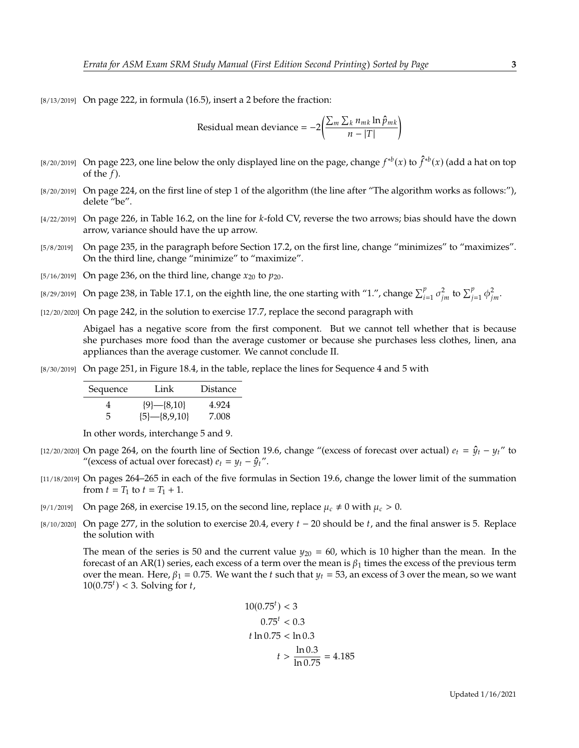[8/13/2019] On page 222, in formula (16.5), insert a 2 before the fraction:

$$\text{Residual mean deviance} = -2\left(\frac{\sum_m \sum_k n_{mk} \ln \hat{p}_{mk}}{n - |T|}\right)$$

[8/20/2019] On page 223, one line below the only displayed line on the page, change $f^{*b}(x)$ to $\hat{f}^{*b}(x)$ (add a hat on top of the $f$).

[8/20/2019] On page 224, on the first line of step 1 of the algorithm (the line after "The algorithm works as follows:"), delete "be".

[4/22/2019] On page 226, in Table 16.2, on the line for $k$-fold CV, reverse the two arrows; bias should have the down arrow, variance should have the up arrow.

[5/8/2019] On page 235, in the paragraph before Section 17.2, on the first line, change "minimizes" to "maximizes". On the third line, change "minimize" to "maximize".

[5/16/2019] On page 236, on the third line, change $x_{20}$ to $p_{20}$.

[8/29/2019] On page 238, in Table 17.1, on the eighth line, the one starting with "1.", change $\sum_{i=1}^{p} \sigma_{jm}^2$ to $\sum_{j=1}^{p} \phi_{jm}^2$.

[12/20/2020] On page 242, in the solution to exercise 17.7, replace the second paragraph with

> Abigael has a negative score from the first component. But we cannot tell whether that is because she purchases more food than the average customer or because she purchases less clothes, linen, ana appliances than the average customer. We cannot conclude II.

[8/30/2019] On page 251, in Figure 18.4, in the table, replace the lines for Sequence 4 and 5 with

| Sequence | Link | Distance |
|---|---|---|
| 4 | {9}—{8,10} | 4.924 |
| 5 | {5}—{8,9,10} | 7.008 |

In other words, interchange 5 and 9.

[12/20/2020] On page 264, on the fourth line of Section 19.6, change "(excess of forecast over actual) $e_t = \hat{y}_t - y_t$" to "(excess of actual over forecast) $e_t = y_t - \hat{y}_t$".

[11/18/2019] On pages 264–265 in each of the five formulas in Section 19.6, change the lower limit of the summation from $t = T_1$ to $t = T_1 + 1$.

[9/1/2019] On page 268, in exercise 19.15, on the second line, replace $\mu_c \neq 0$ with $\mu_c > 0$.

[8/10/2020] On page 277, in the solution to exercise 20.4, every $t - 20$ should be $t$, and the final answer is 5. Replace the solution with

> The mean of the series is 50 and the current value $y_{20} = 60$, which is 10 higher than the mean. In the forecast of an AR(1) series, each excess of a term over the mean is $\beta_1$ times the excess of the previous term over the mean. Here, $\beta_1 = 0.75$. We want the $t$ such that $y_t = 53$, an excess of 3 over the mean, so we want $10(0.75^t) < 3$. Solving for $t$,
>
> $$\begin{aligned} 10(0.75^t) &< 3 \\ 0.75^t &< 0.3 \\ t \ln 0.75 &< \ln 0.3 \\ t &> \frac{\ln 0.3}{\ln 0.75} = 4.185 \end{aligned}$$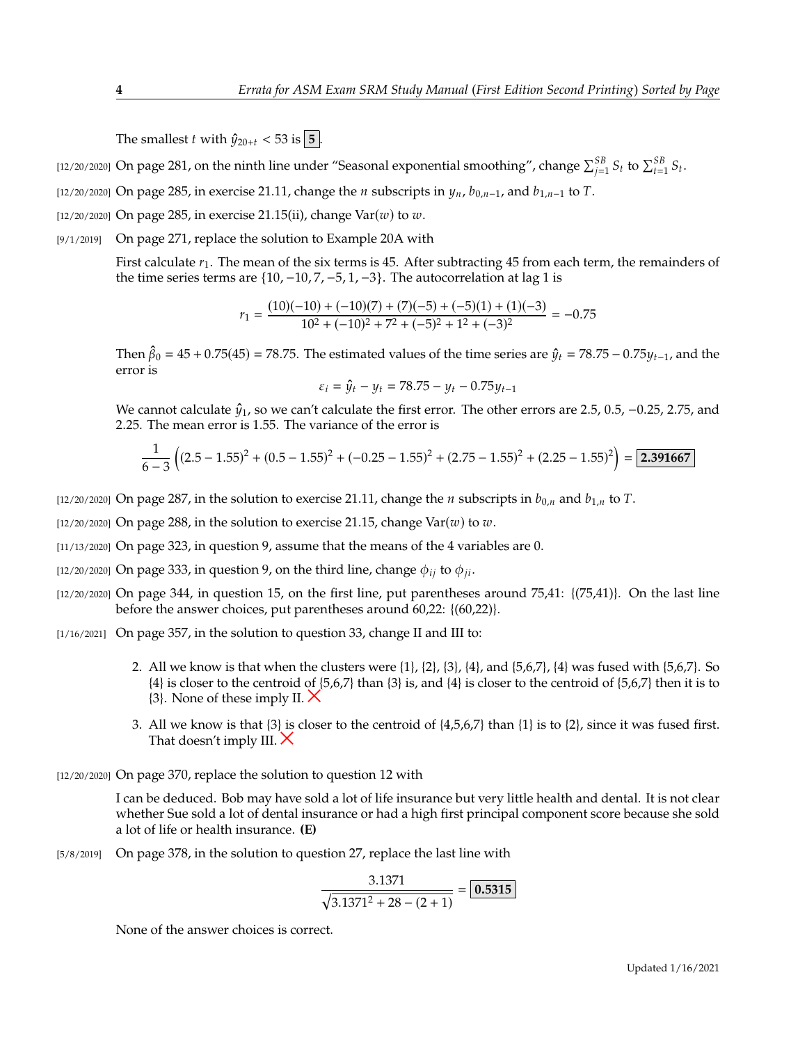The smallest $t$ with $\hat{y}_{20+t} < 53$ is $\boxed{5}$.

[12/20/2020] On page 281, on the ninth line under "Seasonal exponential smoothing", change $\sum_{j=1}^{SB} S_t$ to $\sum_{t=1}^{SB} S_t$.

[12/20/2020] On page 285, in exercise 21.11, change the $n$ subscripts in $y_n$, $b_{0,n-1}$, and $b_{1,n-1}$ to $T$.

[12/20/2020] On page 285, in exercise 21.15(ii), change $\mathrm{Var}(w)$ to $w$.

[9/1/2019] On page 271, replace the solution to Example 20A with

First calculate $r_1$. The mean of the six terms is 45. After subtracting 45 from each term, the remainders of the time series terms are $\{10, -10, 7, -5, 1, -3\}$. The autocorrelation at lag 1 is

$$r_1 = \frac{(10)(-10) + (-10)(7) + (7)(-5) + (-5)(1) + (1)(-3)}{10^2 + (-10)^2 + 7^2 + (-5)^2 + 1^2 + (-3)^2} = -0.75$$

Then $\hat{\beta}_0 = 45 + 0.75(45) = 78.75$. The estimated values of the time series are $\hat{y}_t = 78.75 - 0.75y_{t-1}$, and the error is

$$\varepsilon_i = \hat{y}_t - y_t = 78.75 - y_t - 0.75y_{t-1}$$

We cannot calculate $\hat{y}_1$, so we can't calculate the first error. The other errors are 2.5, 0.5, −0.25, 2.75, and 2.25. The mean error is 1.55. The variance of the error is

$$\frac{1}{6-3}\left((2.5-1.55)^2 + (0.5-1.55)^2 + (-0.25-1.55)^2 + (2.75-1.55)^2 + (2.25-1.55)^2\right) = \boxed{\mathbf{2.391667}}$$

[12/20/2020] On page 287, in the solution to exercise 21.11, change the $n$ subscripts in $b_{0,n}$ and $b_{1,n}$ to $T$.

[12/20/2020] On page 288, in the solution to exercise 21.15, change $\mathrm{Var}(w)$ to $w$.

[11/13/2020] On page 323, in question 9, assume that the means of the 4 variables are 0.

[12/20/2020] On page 333, in question 9, on the third line, change $\phi_{ij}$ to $\phi_{ji}$.

[12/20/2020] On page 344, in question 15, on the first line, put parentheses around 75,41: {(75,41)}. On the last line before the answer choices, put parentheses around 60,22: {(60,22)}.

[1/16/2021] On page 357, in the solution to question 33, change II and III to:

2. All we know is that when the clusters were {1}, {2}, {3}, {4}, and {5,6,7}, {4} was fused with {5,6,7}. So {4} is closer to the centroid of {5,6,7} than {3} is, and {4} is closer to the centroid of {5,6,7} then it is to {3}. None of these imply II. ✗

3. All we know is that {3} is closer to the centroid of {4,5,6,7} than {1} is to {2}, since it was fused first. That doesn't imply III. ✗

[12/20/2020] On page 370, replace the solution to question 12 with

I can be deduced. Bob may have sold a lot of life insurance but very little health and dental. It is not clear whether Sue sold a lot of dental insurance or had a high first principal component score because she sold a lot of life or health insurance. **(E)**

[5/8/2019] On page 378, in the solution to question 27, replace the last line with

$$\frac{3.1371}{\sqrt{3.1371^2 + 28 - (2+1)}} = \boxed{\mathbf{0.5315}}$$

None of the answer choices is correct.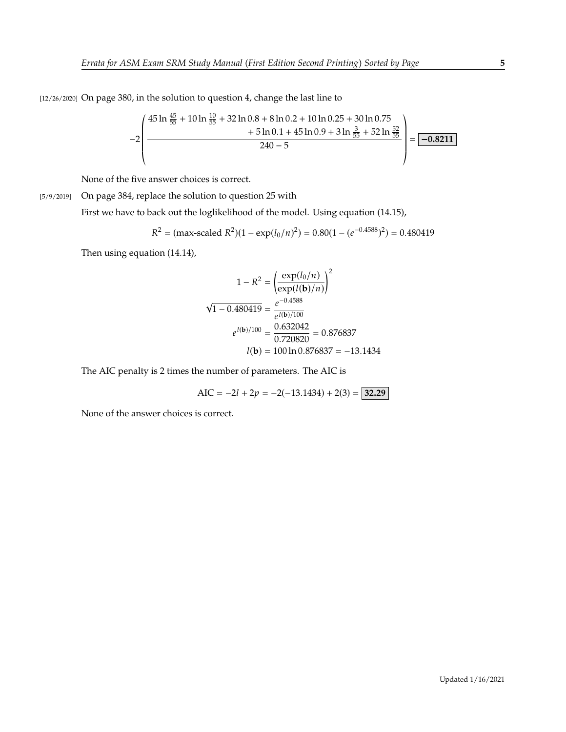[12/26/2020] On page 380, in the solution to question 4, change the last line to

$$-2\left(\frac{\begin{array}{r}45\ln\frac{45}{55}+10\ln\frac{10}{55}+32\ln 0.8+8\ln 0.2+10\ln 0.25+30\ln 0.75\\ +5\ln 0.1+45\ln 0.9+3\ln\frac{3}{55}+52\ln\frac{52}{55}\end{array}}{240-5}\right)=\boxed{-0.8211}$$

None of the five answer choices is correct.

[5/9/2019] On page 384, replace the solution to question 25 with

First we have to back out the loglikelihood of the model. Using equation (14.15),

$$R^2 = (\text{max-scaled } R^2)(1-\exp(l_0/n)^2) = 0.80(1-(e^{-0.4588})^2) = 0.480419$$

Then using equation (14.14),

$$\begin{aligned}
1-R^2 &= \left(\frac{\exp(l_0/n)}{\exp(l(\mathbf{b})/n)}\right)^2\\
\sqrt{1-0.480419} &= \frac{e^{-0.4588}}{e^{l(\mathbf{b})/100}}\\
e^{l(\mathbf{b})/100} &= \frac{0.632042}{0.720820} = 0.876837\\
l(\mathbf{b}) &= 100\ln 0.876837 = -13.1434
\end{aligned}$$

The AIC penalty is 2 times the number of parameters. The AIC is

$$\text{AIC} = -2l + 2p = -2(-13.1434) + 2(3) = \boxed{32.29}$$

None of the answer choices is correct.